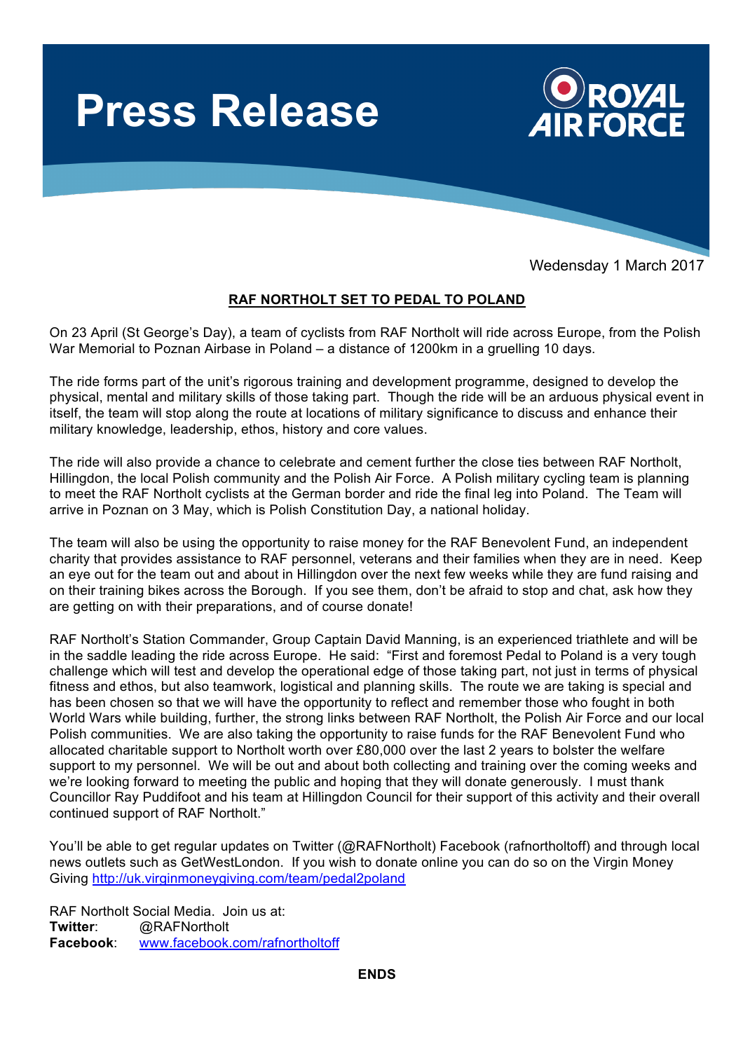# Press Release

ROYAL AIR FORCE

Wedensday 1 March 2017

**RAF NORTHOLT SET TO PEDAL TO POLAND**

On 23 April (St George's Day), a team of cyclists from RAF Northolt will ride across Europe, from the Polish War Memorial to Poznan Airbase in Poland – a distance of 1200km in a gruelling 10 days.

The ride forms part of the unit's rigorous training and development programme, designed to develop the physical, mental and military skills of those taking part. Though the ride will be an arduous physical event in itself, the team will stop along the route at locations of military significance to discuss and enhance their military knowledge, leadership, ethos, history and core values.

The ride will also provide a chance to celebrate and cement further the close ties between RAF Northolt, Hillingdon, the local Polish community and the Polish Air Force. A Polish military cycling team is planning to meet the RAF Northolt cyclists at the German border and ride the final leg into Poland. The Team will arrive in Poznan on 3 May, which is Polish Constitution Day, a national holiday.

The team will also be using the opportunity to raise money for the RAF Benevolent Fund, an independent charity that provides assistance to RAF personnel, veterans and their families when they are in need. Keep an eye out for the team out and about in Hillingdon over the next few weeks while they are fund raising and on their training bikes across the Borough. If you see them, don't be afraid to stop and chat, ask how they are getting on with their preparations, and of course donate!

RAF Northolt's Station Commander, Group Captain David Manning, is an experienced triathlete and will be in the saddle leading the ride across Europe. He said: "First and foremost Pedal to Poland is a very tough challenge which will test and develop the operational edge of those taking part, not just in terms of physical fitness and ethos, but also teamwork, logistical and planning skills. The route we are taking is special and has been chosen so that we will have the opportunity to reflect and remember those who fought in both World Wars while building, further, the strong links between RAF Northolt, the Polish Air Force and our local Polish communities. We are also taking the opportunity to raise funds for the RAF Benevolent Fund who allocated charitable support to Northolt worth over £80,000 over the last 2 years to bolster the welfare support to my personnel. We will be out and about both collecting and training over the coming weeks and we're looking forward to meeting the public and hoping that they will donate generously. I must thank Councillor Ray Puddifoot and his team at Hillingdon Council for their support of this activity and their overall continued support of RAF Northolt."

You'll be able to get regular updates on Twitter (@RAFNortholt) Facebook (rafnortholtoff) and through local news outlets such as GetWestLondon. If you wish to donate online you can do so on the Virgin Money Giving http://uk.virginmoneygiving.com/team/pedal2poland

RAF Northolt Social Media. Join us at:
**Twitter**: @RAFNortholt
**Facebook**: www.facebook.com/rafnortholtoff

**ENDS**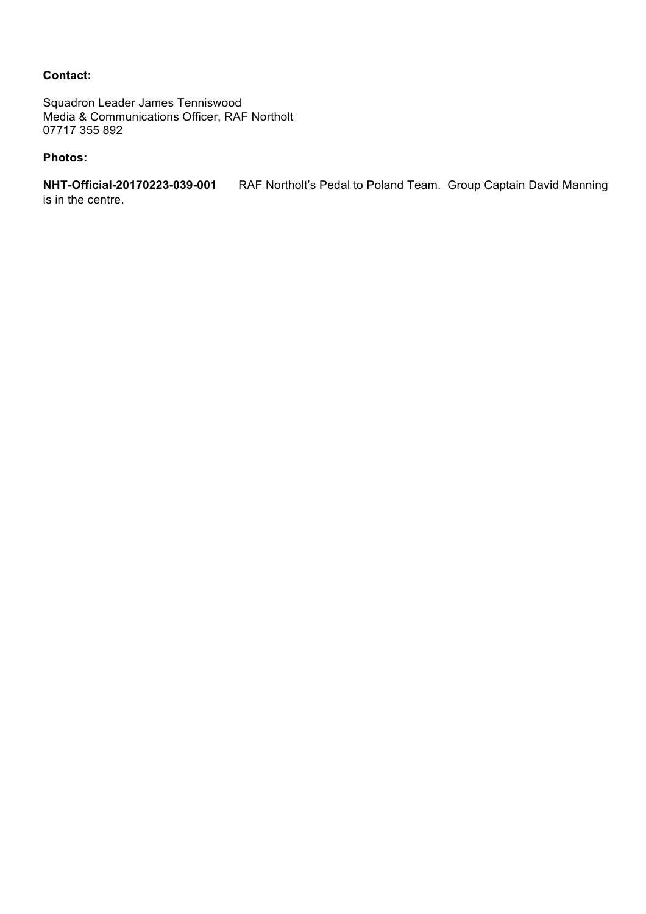**Contact:**

Squadron Leader James Tenniswood
Media & Communications Officer, RAF Northolt
07717 355 892

**Photos:**

**NHT-Official-20170223-039-001** RAF Northolt's Pedal to Poland Team. Group Captain David Manning is in the centre.